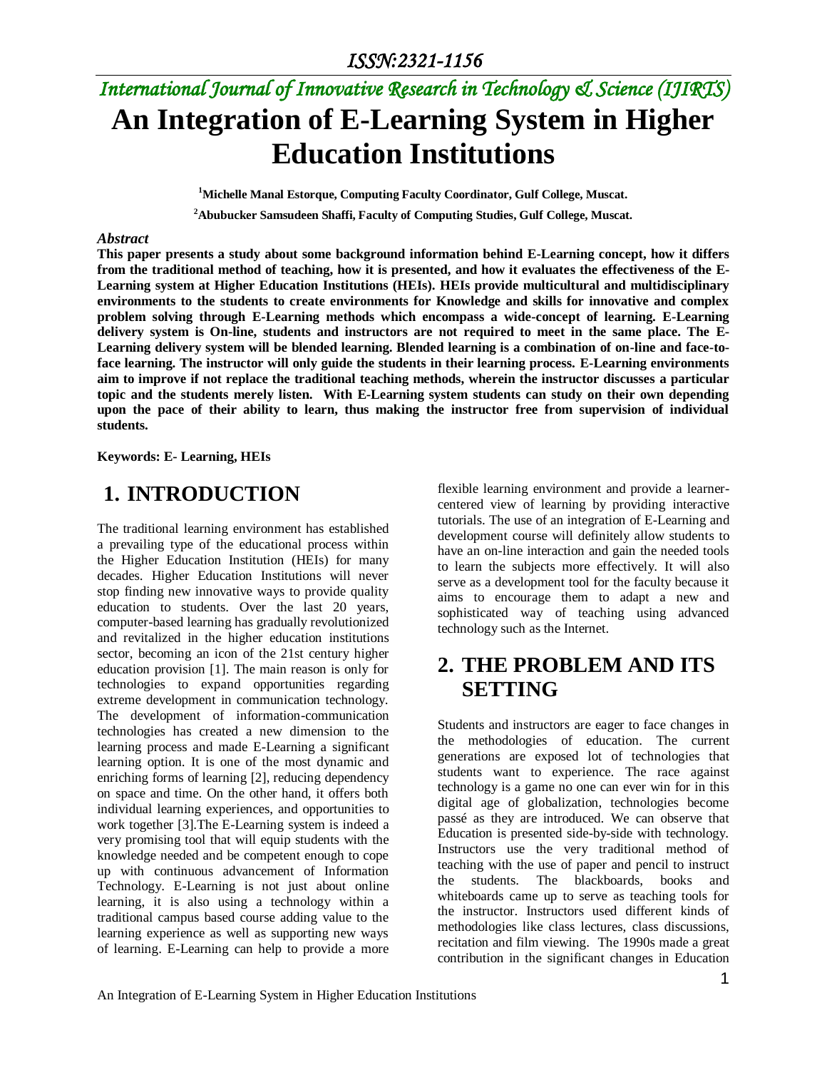# An Integration of E-Learning System in Higher Education Institutions

**[1]Michelle Manal Estorque, Computing Faculty Coordinator, Gulf College, Muscat.**

**[2]Abubucker Samsudeen Shaffi, Faculty of Computing Studies, Gulf College, Muscat.**

***Abstract***

**This paper presents a study about some background information behind E-Learning concept, how it differs from the traditional method of teaching, how it is presented, and how it evaluates the effectiveness of the E-Learning system at Higher Education Institutions (HEIs). HEIs provide multicultural and multidisciplinary environments to the students to create environments for Knowledge and skills for innovative and complex problem solving through E-Learning methods which encompass a wide-concept of learning. E-Learning delivery system is On-line, students and instructors are not required to meet in the same place. The E-Learning delivery system will be blended learning. Blended learning is a combination of on-line and face-to-face learning. The instructor will only guide the students in their learning process. E-Learning environments aim to improve if not replace the traditional teaching methods, wherein the instructor discusses a particular topic and the students merely listen. With E-Learning system students can study on their own depending upon the pace of their ability to learn, thus making the instructor free from supervision of individual students.**

**Keywords: E- Learning, HEIs**

## 1. INTRODUCTION

The traditional learning environment has established a prevailing type of the educational process within the Higher Education Institution (HEIs) for many decades. Higher Education Institutions will never stop finding new innovative ways to provide quality education to students. Over the last 20 years, computer-based learning has gradually revolutionized and revitalized in the higher education institutions sector, becoming an icon of the 21st century higher education provision [1]. The main reason is only for technologies to expand opportunities regarding extreme development in communication technology. The development of information-communication technologies has created a new dimension to the learning process and made E-Learning a significant learning option. It is one of the most dynamic and enriching forms of learning [2], reducing dependency on space and time. On the other hand, it offers both individual learning experiences, and opportunities to work together [3].The E-Learning system is indeed a very promising tool that will equip students with the knowledge needed and be competent enough to cope up with continuous advancement of Information Technology. E-Learning is not just about online learning, it is also using a technology within a traditional campus based course adding value to the learning experience as well as supporting new ways of learning. E-Learning can help to provide a more flexible learning environment and provide a learner-centered view of learning by providing interactive tutorials. The use of an integration of E-Learning and development course will definitely allow students to have an on-line interaction and gain the needed tools to learn the subjects more effectively. It will also serve as a development tool for the faculty because it aims to encourage them to adapt a new and sophisticated way of teaching using advanced technology such as the Internet.

## 2. THE PROBLEM AND ITS SETTING

Students and instructors are eager to face changes in the methodologies of education. The current generations are exposed lot of technologies that students want to experience. The race against technology is a game no one can ever win for in this digital age of globalization, technologies become passé as they are introduced. We can observe that Education is presented side-by-side with technology. Instructors use the very traditional method of teaching with the use of paper and pencil to instruct the students. The blackboards, books and whiteboards came up to serve as teaching tools for the instructor. Instructors used different kinds of methodologies like class lectures, class discussions, recitation and film viewing. The 1990s made a great contribution in the significant changes in Education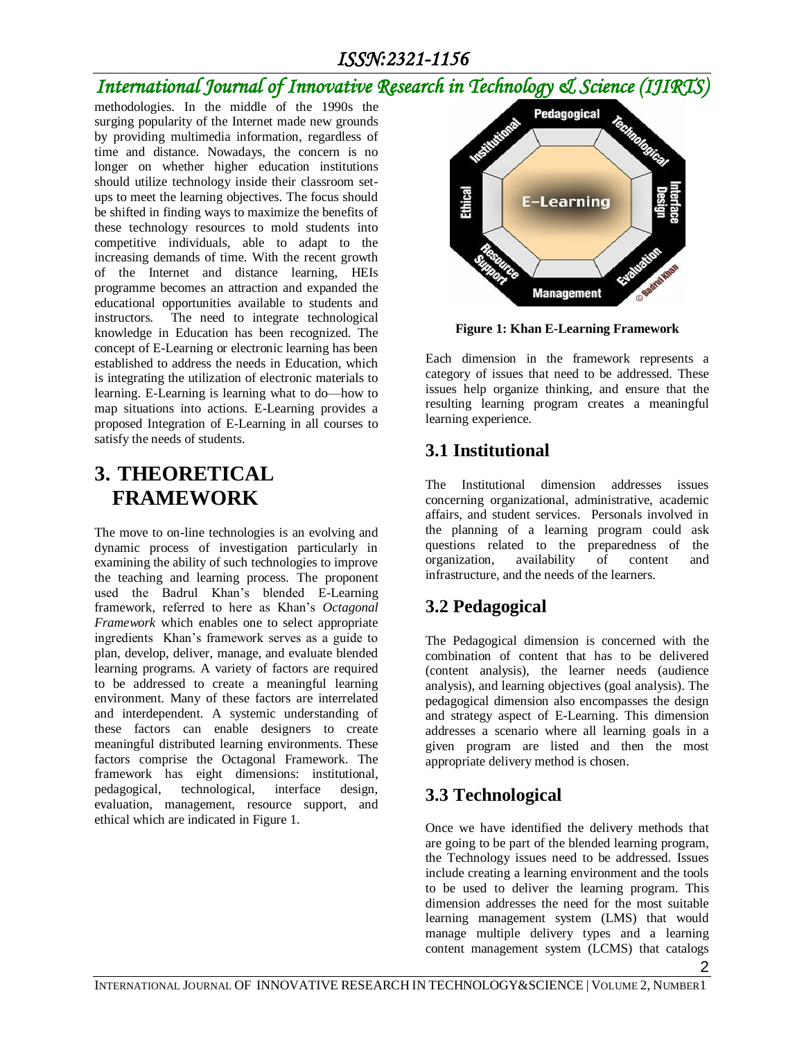methodologies. In the middle of the 1990s the surging popularity of the Internet made new grounds by providing multimedia information, regardless of time and distance. Nowadays, the concern is no longer on whether higher education institutions should utilize technology inside their classroom set-ups to meet the learning objectives. The focus should be shifted in finding ways to maximize the benefits of these technology resources to mold students into competitive individuals, able to adapt to the increasing demands of time. With the recent growth of the Internet and distance learning, HEIs programme becomes an attraction and expanded the educational opportunities available to students and instructors. The need to integrate technological knowledge in Education has been recognized. The concept of E-Learning or electronic learning has been established to address the needs in Education, which is integrating the utilization of electronic materials to learning. E-Learning is learning what to do—how to map situations into actions. E-Learning provides a proposed Integration of E-Learning in all courses to satisfy the needs of students.

# 3. THEORETICAL FRAMEWORK

The move to on-line technologies is an evolving and dynamic process of investigation particularly in examining the ability of such technologies to improve the teaching and learning process. The proponent used the Badrul Khan's blended E-Learning framework, referred to here as Khan's *Octagonal Framework* which enables one to select appropriate ingredients Khan's framework serves as a guide to plan, develop, deliver, manage, and evaluate blended learning programs. A variety of factors are required to be addressed to create a meaningful learning environment. Many of these factors are interrelated and interdependent. A systemic understanding of these factors can enable designers to create meaningful distributed learning environments. These factors comprise the Octagonal Framework. The framework has eight dimensions: institutional, pedagogical, technological, interface design, evaluation, management, resource support, and ethical which are indicated in Figure 1.

**Figure 1: Khan E-Learning Framework**

Each dimension in the framework represents a category of issues that need to be addressed. These issues help organize thinking, and ensure that the resulting learning program creates a meaningful learning experience.

## 3.1 Institutional

The Institutional dimension addresses issues concerning organizational, administrative, academic affairs, and student services. Personals involved in the planning of a learning program could ask questions related to the preparedness of the organization, availability of content and infrastructure, and the needs of the learners.

## 3.2 Pedagogical

The Pedagogical dimension is concerned with the combination of content that has to be delivered (content analysis), the learner needs (audience analysis), and learning objectives (goal analysis). The pedagogical dimension also encompasses the design and strategy aspect of E-Learning. This dimension addresses a scenario where all learning goals in a given program are listed and then the most appropriate delivery method is chosen.

## 3.3 Technological

Once we have identified the delivery methods that are going to be part of the blended learning program, the Technology issues need to be addressed. Issues include creating a learning environment and the tools to be used to deliver the learning program. This dimension addresses the need for the most suitable learning management system (LMS) that would manage multiple delivery types and a learning content management system (LCMS) that catalogs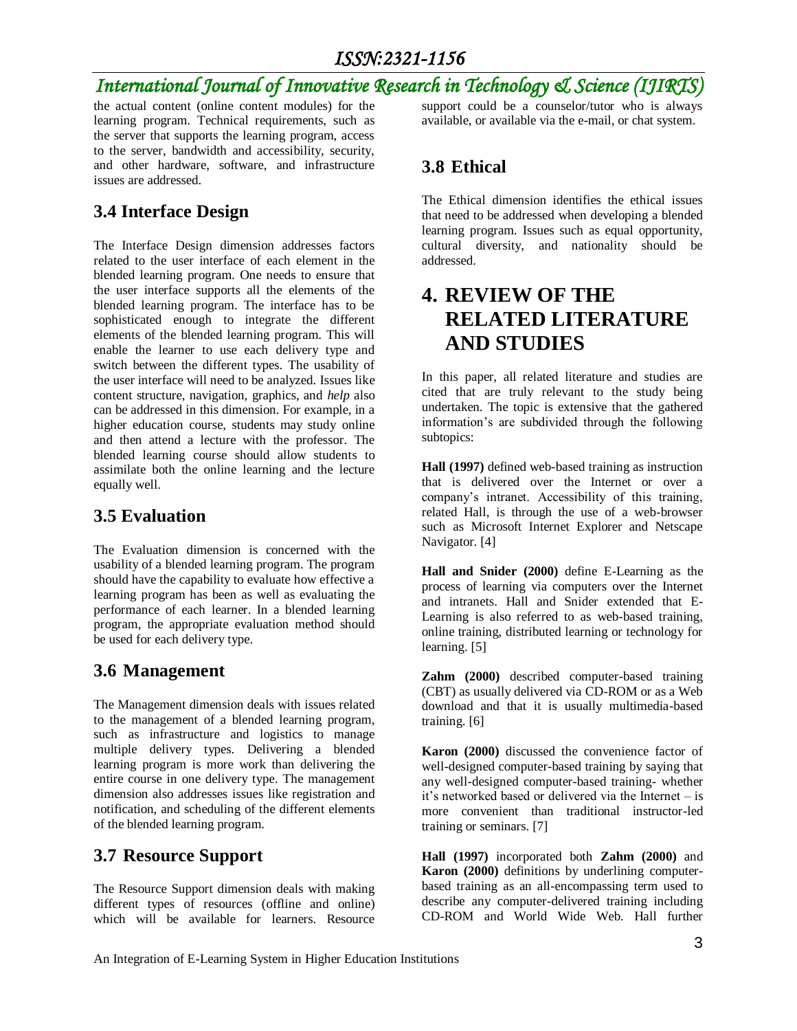the actual content (online content modules) for the learning program. Technical requirements, such as the server that supports the learning program, access to the server, bandwidth and accessibility, security, and other hardware, software, and infrastructure issues are addressed.

## 3.4 Interface Design

The Interface Design dimension addresses factors related to the user interface of each element in the blended learning program. One needs to ensure that the user interface supports all the elements of the blended learning program. The interface has to be sophisticated enough to integrate the different elements of the blended learning program. This will enable the learner to use each delivery type and switch between the different types. The usability of the user interface will need to be analyzed. Issues like content structure, navigation, graphics, and *help* also can be addressed in this dimension. For example, in a higher education course, students may study online and then attend a lecture with the professor. The blended learning course should allow students to assimilate both the online learning and the lecture equally well.

## 3.5 Evaluation

The Evaluation dimension is concerned with the usability of a blended learning program. The program should have the capability to evaluate how effective a learning program has been as well as evaluating the performance of each learner. In a blended learning program, the appropriate evaluation method should be used for each delivery type.

## 3.6 Management

The Management dimension deals with issues related to the management of a blended learning program, such as infrastructure and logistics to manage multiple delivery types. Delivering a blended learning program is more work than delivering the entire course in one delivery type. The management dimension also addresses issues like registration and notification, and scheduling of the different elements of the blended learning program.

## 3.7 Resource Support

The Resource Support dimension deals with making different types of resources (offline and online) which will be available for learners. Resource support could be a counselor/tutor who is always available, or available via the e-mail, or chat system.

## 3.8 Ethical

The Ethical dimension identifies the ethical issues that need to be addressed when developing a blended learning program. Issues such as equal opportunity, cultural diversity, and nationality should be addressed.

# 4. REVIEW OF THE RELATED LITERATURE AND STUDIES

In this paper, all related literature and studies are cited that are truly relevant to the study being undertaken. The topic is extensive that the gathered information's are subdivided through the following subtopics:

**Hall (1997)** defined web-based training as instruction that is delivered over the Internet or over a company's intranet. Accessibility of this training, related Hall, is through the use of a web-browser such as Microsoft Internet Explorer and Netscape Navigator. [4]

**Hall and Snider (2000)** define E-Learning as the process of learning via computers over the Internet and intranets. Hall and Snider extended that E-Learning is also referred to as web-based training, online training, distributed learning or technology for learning. [5]

**Zahm (2000)** described computer-based training (CBT) as usually delivered via CD-ROM or as a Web download and that it is usually multimedia-based training. [6]

**Karon (2000)** discussed the convenience factor of well-designed computer-based training by saying that any well-designed computer-based training- whether it's networked based or delivered via the Internet – is more convenient than traditional instructor-led training or seminars. [7]

**Hall (1997)** incorporated both **Zahm (2000)** and **Karon (2000)** definitions by underlining computer-based training as an all-encompassing term used to describe any computer-delivered training including CD-ROM and World Wide Web. Hall further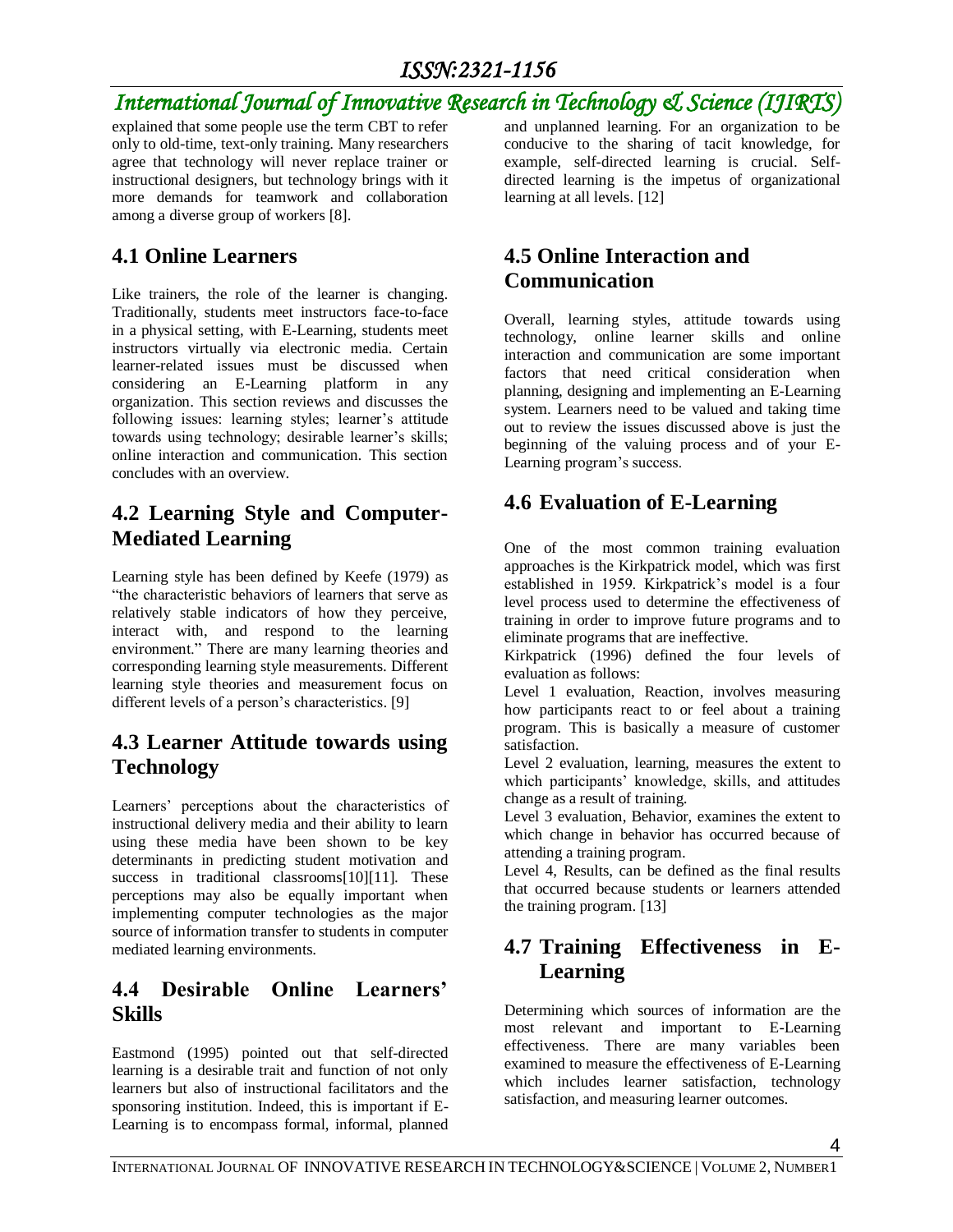explained that some people use the term CBT to refer only to old-time, text-only training. Many researchers agree that technology will never replace trainer or instructional designers, but technology brings with it more demands for teamwork and collaboration among a diverse group of workers [8].

## 4.1 Online Learners

Like trainers, the role of the learner is changing. Traditionally, students meet instructors face-to-face in a physical setting, with E-Learning, students meet instructors virtually via electronic media. Certain learner-related issues must be discussed when considering an E-Learning platform in any organization. This section reviews and discusses the following issues: learning styles; learner's attitude towards using technology; desirable learner's skills; online interaction and communication. This section concludes with an overview.

## 4.2 Learning Style and Computer-Mediated Learning

Learning style has been defined by Keefe (1979) as "the characteristic behaviors of learners that serve as relatively stable indicators of how they perceive, interact with, and respond to the learning environment." There are many learning theories and corresponding learning style measurements. Different learning style theories and measurement focus on different levels of a person's characteristics. [9]

## 4.3 Learner Attitude towards using Technology

Learners' perceptions about the characteristics of instructional delivery media and their ability to learn using these media have been shown to be key determinants in predicting student motivation and success in traditional classrooms[10][11]. These perceptions may also be equally important when implementing computer technologies as the major source of information transfer to students in computer mediated learning environments.

## 4.4 Desirable Online Learners' Skills

Eastmond (1995) pointed out that self-directed learning is a desirable trait and function of not only learners but also of instructional facilitators and the sponsoring institution. Indeed, this is important if E-Learning is to encompass formal, informal, planned and unplanned learning. For an organization to be conducive to the sharing of tacit knowledge, for example, self-directed learning is crucial. Self-directed learning is the impetus of organizational learning at all levels. [12]

## 4.5 Online Interaction and Communication

Overall, learning styles, attitude towards using technology, online learner skills and online interaction and communication are some important factors that need critical consideration when planning, designing and implementing an E-Learning system. Learners need to be valued and taking time out to review the issues discussed above is just the beginning of the valuing process and of your E-Learning program's success.

## 4.6 Evaluation of E-Learning

One of the most common training evaluation approaches is the Kirkpatrick model, which was first established in 1959. Kirkpatrick's model is a four level process used to determine the effectiveness of training in order to improve future programs and to eliminate programs that are ineffective.

Kirkpatrick (1996) defined the four levels of evaluation as follows:

Level 1 evaluation, Reaction, involves measuring how participants react to or feel about a training program. This is basically a measure of customer satisfaction.

Level 2 evaluation, learning, measures the extent to which participants' knowledge, skills, and attitudes change as a result of training.

Level 3 evaluation, Behavior, examines the extent to which change in behavior has occurred because of attending a training program.

Level 4, Results, can be defined as the final results that occurred because students or learners attended the training program. [13]

## 4.7 Training Effectiveness in E-Learning

Determining which sources of information are the most relevant and important to E-Learning effectiveness. There are many variables been examined to measure the effectiveness of E-Learning which includes learner satisfaction, technology satisfaction, and measuring learner outcomes.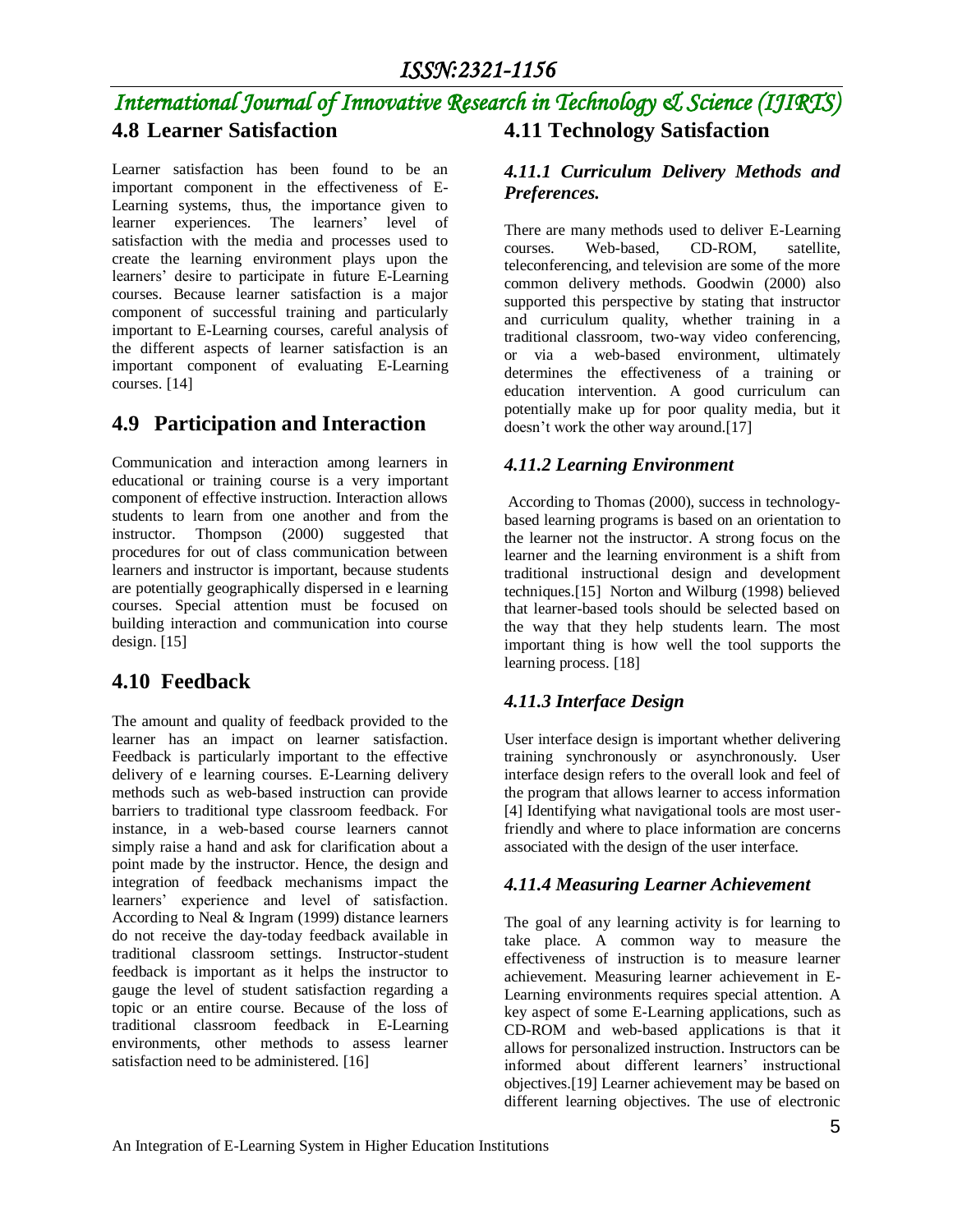## 4.8 Learner Satisfaction

Learner satisfaction has been found to be an important component in the effectiveness of E-Learning systems, thus, the importance given to learner experiences. The learners' level of satisfaction with the media and processes used to create the learning environment plays upon the learners' desire to participate in future E-Learning courses. Because learner satisfaction is a major component of successful training and particularly important to E-Learning courses, careful analysis of the different aspects of learner satisfaction is an important component of evaluating E-Learning courses. [14]

## 4.9 Participation and Interaction

Communication and interaction among learners in educational or training course is a very important component of effective instruction. Interaction allows students to learn from one another and from the instructor. Thompson (2000) suggested that procedures for out of class communication between learners and instructor is important, because students are potentially geographically dispersed in e learning courses. Special attention must be focused on building interaction and communication into course design. [15]

## 4.10 Feedback

The amount and quality of feedback provided to the learner has an impact on learner satisfaction. Feedback is particularly important to the effective delivery of e learning courses. E-Learning delivery methods such as web-based instruction can provide barriers to traditional type classroom feedback. For instance, in a web-based course learners cannot simply raise a hand and ask for clarification about a point made by the instructor. Hence, the design and integration of feedback mechanisms impact the learners' experience and level of satisfaction. According to Neal & Ingram (1999) distance learners do not receive the day-today feedback available in traditional classroom settings. Instructor-student feedback is important as it helps the instructor to gauge the level of student satisfaction regarding a topic or an entire course. Because of the loss of traditional classroom feedback in E-Learning environments, other methods to assess learner satisfaction need to be administered. [16]

## 4.11 Technology Satisfaction

### *4.11.1 Curriculum Delivery Methods and Preferences.*

There are many methods used to deliver E-Learning courses. Web-based, CD-ROM, satellite, teleconferencing, and television are some of the more common delivery methods. Goodwin (2000) also supported this perspective by stating that instructor and curriculum quality, whether training in a traditional classroom, two-way video conferencing, or via a web-based environment, ultimately determines the effectiveness of a training or education intervention. A good curriculum can potentially make up for poor quality media, but it doesn't work the other way around.[17]

### *4.11.2 Learning Environment*

According to Thomas (2000), success in technology-based learning programs is based on an orientation to the learner not the instructor. A strong focus on the learner and the learning environment is a shift from traditional instructional design and development techniques.[15] Norton and Wilburg (1998) believed that learner-based tools should be selected based on the way that they help students learn. The most important thing is how well the tool supports the learning process. [18]

### *4.11.3 Interface Design*

User interface design is important whether delivering training synchronously or asynchronously. User interface design refers to the overall look and feel of the program that allows learner to access information [4] Identifying what navigational tools are most user-friendly and where to place information are concerns associated with the design of the user interface.

### *4.11.4 Measuring Learner Achievement*

The goal of any learning activity is for learning to take place. A common way to measure the effectiveness of instruction is to measure learner achievement. Measuring learner achievement in E-Learning environments requires special attention. A key aspect of some E-Learning applications, such as CD-ROM and web-based applications is that it allows for personalized instruction. Instructors can be informed about different learners' instructional objectives.[19] Learner achievement may be based on different learning objectives. The use of electronic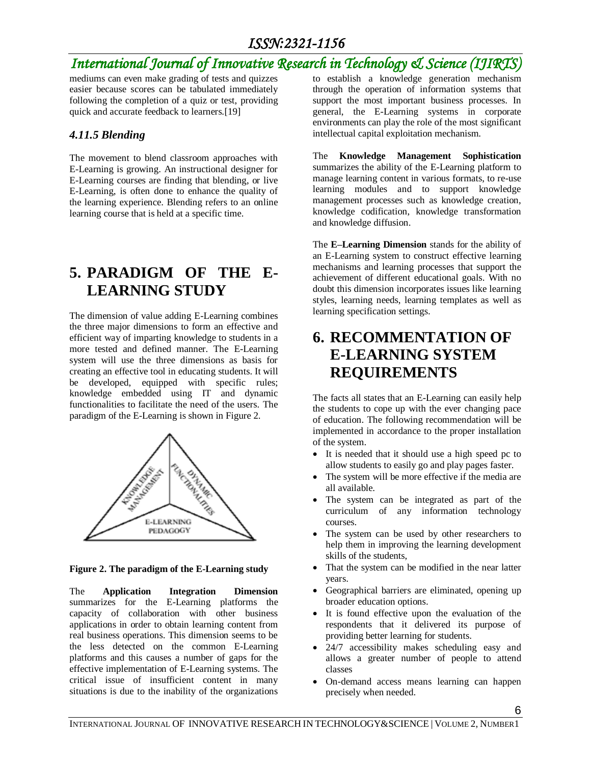mediums can even make grading of tests and quizzes easier because scores can be tabulated immediately following the completion of a quiz or test, providing quick and accurate feedback to learners.[19]

### *4.11.5 Blending*

The movement to blend classroom approaches with E-Learning is growing. An instructional designer for E-Learning courses are finding that blending, or live E-Learning, is often done to enhance the quality of the learning experience. Blending refers to an online learning course that is held at a specific time.

# 5. PARADIGM OF THE E-LEARNING STUDY

The dimension of value adding E-Learning combines the three major dimensions to form an effective and efficient way of imparting knowledge to students in a more tested and defined manner. The E-Learning system will use the three dimensions as basis for creating an effective tool in educating students. It will be developed, equipped with specific rules; knowledge embedded using IT and dynamic functionalities to facilitate the need of the users. The paradigm of the E-Learning is shown in Figure 2.

**Figure 2. The paradigm of the E-Learning study**

The **Application Integration Dimension** summarizes for the E-Learning platforms the capacity of collaboration with other business applications in order to obtain learning content from real business operations. This dimension seems to be the less detected on the common E-Learning platforms and this causes a number of gaps for the effective implementation of E-Learning systems. The critical issue of insufficient content in many situations is due to the inability of the organizations to establish a knowledge generation mechanism through the operation of information systems that support the most important business processes. In general, the E-Learning systems in corporate environments can play the role of the most significant intellectual capital exploitation mechanism.

The **Knowledge Management Sophistication** summarizes the ability of the E-Learning platform to manage learning content in various formats, to re-use learning modules and to support knowledge management processes such as knowledge creation, knowledge codification, knowledge transformation and knowledge diffusion.

The **E–Learning Dimension** stands for the ability of an E-Learning system to construct effective learning mechanisms and learning processes that support the achievement of different educational goals. With no doubt this dimension incorporates issues like learning styles, learning needs, learning templates as well as learning specification settings.

# 6. RECOMMENTATION OF E-LEARNING SYSTEM REQUIREMENTS

The facts all states that an E-Learning can easily help the students to cope up with the ever changing pace of education. The following recommendation will be implemented in accordance to the proper installation of the system.

- It is needed that it should use a high speed pc to allow students to easily go and play pages faster.
- The system will be more effective if the media are all available.
- The system can be integrated as part of the curriculum of any information technology courses.
- The system can be used by other researchers to help them in improving the learning development skills of the students,
- That the system can be modified in the near latter years.
- Geographical barriers are eliminated, opening up broader education options.
- It is found effective upon the evaluation of the respondents that it delivered its purpose of providing better learning for students.
- 24/7 accessibility makes scheduling easy and allows a greater number of people to attend classes
- On-demand access means learning can happen precisely when needed.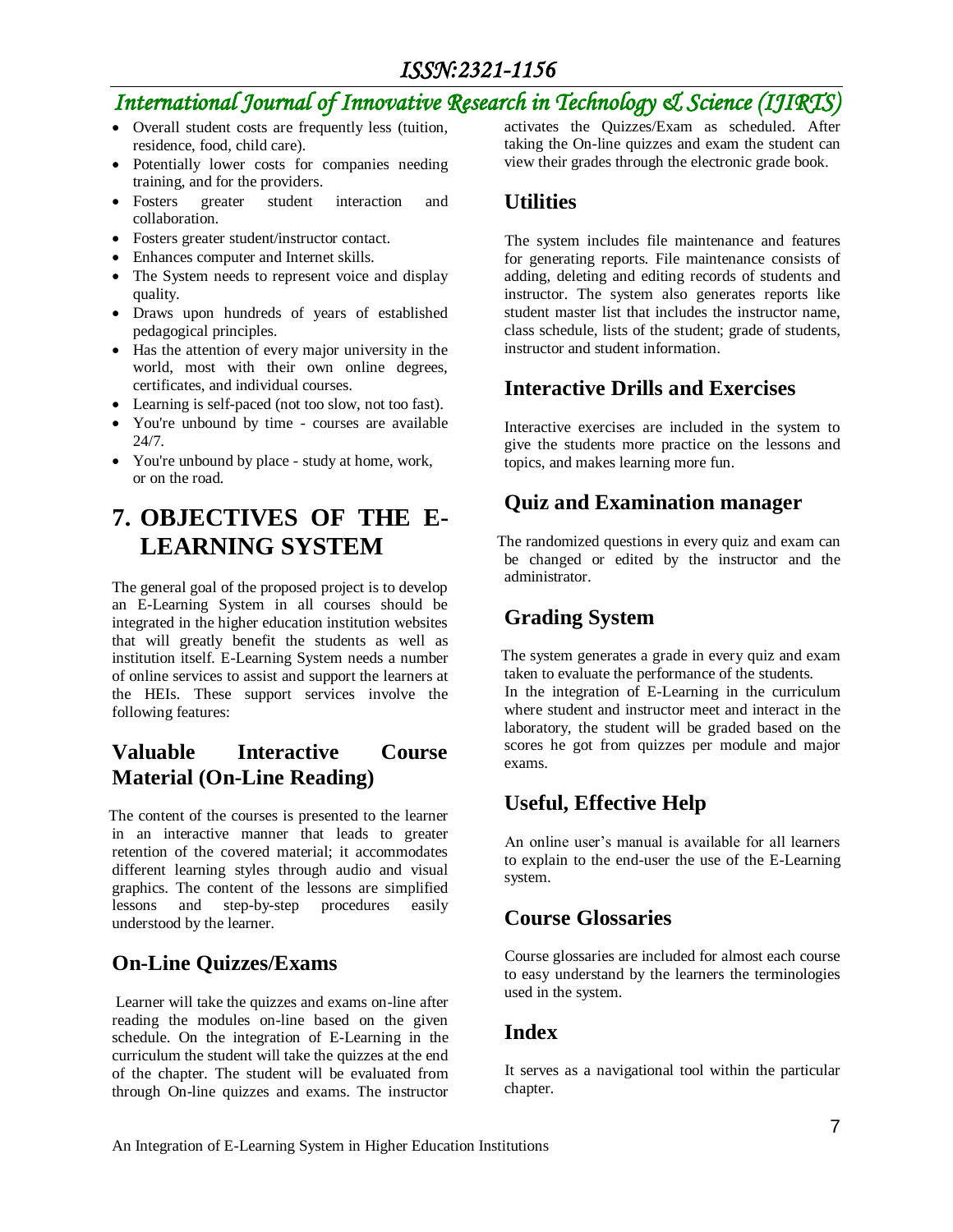- Overall student costs are frequently less (tuition, residence, food, child care).
- Potentially lower costs for companies needing training, and for the providers.
- Fosters greater student interaction and collaboration.
- Fosters greater student/instructor contact.
- Enhances computer and Internet skills.
- The System needs to represent voice and display quality.
- Draws upon hundreds of years of established pedagogical principles.
- Has the attention of every major university in the world, most with their own online degrees, certificates, and individual courses.
- Learning is self-paced (not too slow, not too fast).
- You're unbound by time - courses are available 24/7.
- You're unbound by place - study at home, work, or on the road.

# 7. OBJECTIVES OF THE E-LEARNING SYSTEM

The general goal of the proposed project is to develop an E-Learning System in all courses should be integrated in the higher education institution websites that will greatly benefit the students as well as institution itself. E-Learning System needs a number of online services to assist and support the learners at the HEIs. These support services involve the following features:

## Valuable Interactive Course Material (On-Line Reading)

The content of the courses is presented to the learner in an interactive manner that leads to greater retention of the covered material; it accommodates different learning styles through audio and visual graphics. The content of the lessons are simplified lessons and step-by-step procedures easily understood by the learner.

## On-Line Quizzes/Exams

Learner will take the quizzes and exams on-line after reading the modules on-line based on the given schedule. On the integration of E-Learning in the curriculum the student will take the quizzes at the end of the chapter. The student will be evaluated from through On-line quizzes and exams. The instructor activates the Quizzes/Exam as scheduled. After taking the On-line quizzes and exam the student can view their grades through the electronic grade book.

## Utilities

The system includes file maintenance and features for generating reports. File maintenance consists of adding, deleting and editing records of students and instructor. The system also generates reports like student master list that includes the instructor name, class schedule, lists of the student; grade of students, instructor and student information.

## Interactive Drills and Exercises

Interactive exercises are included in the system to give the students more practice on the lessons and topics, and makes learning more fun.

## Quiz and Examination manager

The randomized questions in every quiz and exam can be changed or edited by the instructor and the administrator.

## Grading System

The system generates a grade in every quiz and exam taken to evaluate the performance of the students.

In the integration of E-Learning in the curriculum where student and instructor meet and interact in the laboratory, the student will be graded based on the scores he got from quizzes per module and major exams.

## Useful, Effective Help

An online user's manual is available for all learners to explain to the end-user the use of the E-Learning system.

## Course Glossaries

Course glossaries are included for almost each course to easy understand by the learners the terminologies used in the system.

## Index

It serves as a navigational tool within the particular chapter.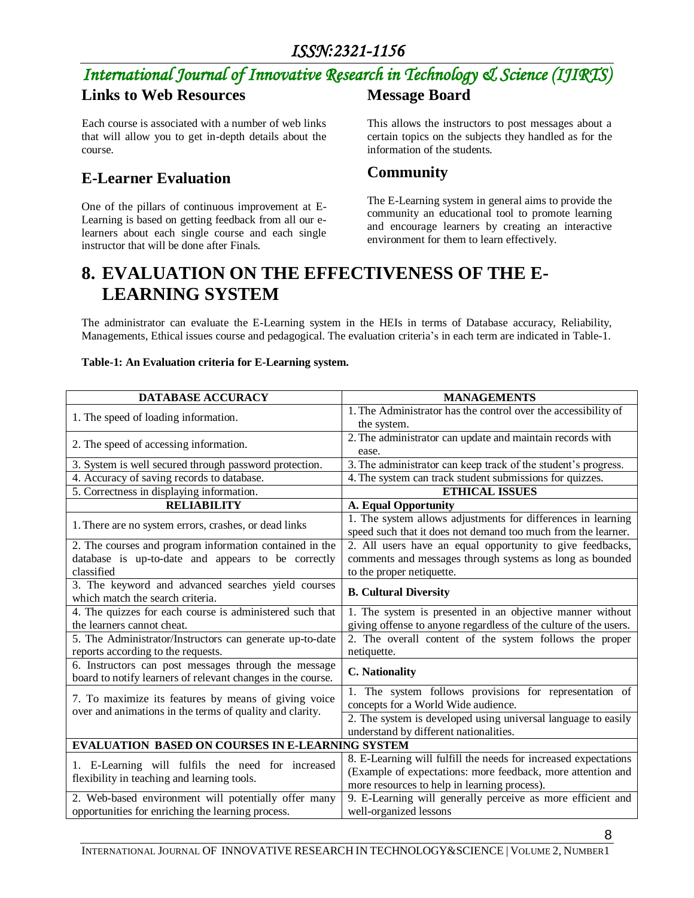### Links to Web Resources

Each course is associated with a number of web links that will allow you to get in-depth details about the course.

### E-Learner Evaluation

One of the pillars of continuous improvement at E-Learning is based on getting feedback from all our e-learners about each single course and each single instructor that will be done after Finals.

### Message Board

This allows the instructors to post messages about a certain topics on the subjects they handled as for the information of the students.

### Community

The E-Learning system in general aims to provide the community an educational tool to promote learning and encourage learners by creating an interactive environment for them to learn effectively.

# 8. EVALUATION ON THE EFFECTIVENESS OF THE E-LEARNING SYSTEM

The administrator can evaluate the E-Learning system in the HEIs in terms of Database accuracy, Reliability, Managements, Ethical issues course and pedagogical. The evaluation criteria's in each term are indicated in Table-1.

**Table-1: An Evaluation criteria for E-Learning system.**

| DATABASE ACCURACY | MANAGEMENTS |
|---|---|
| 1. The speed of loading information. | 1. The Administrator has the control over the accessibility of the system. |
| 2. The speed of accessing information. | 2. The administrator can update and maintain records with ease. |
| 3. System is well secured through password protection. | 3. The administrator can keep track of the student's progress. |
| 4. Accuracy of saving records to database. | 4. The system can track student submissions for quizzes. |
| 5. Correctness in displaying information. | **ETHICAL ISSUES** |
| **RELIABILITY** | **A. Equal Opportunity** |
| 1. There are no system errors, crashes, or dead links | 1. The system allows adjustments for differences in learning speed such that it does not demand too much from the learner. |
| 2. The courses and program information contained in the database is up-to-date and appears to be correctly classified | 2. All users have an equal opportunity to give feedbacks, comments and messages through systems as long as bounded to the proper netiquette. |
| 3. The keyword and advanced searches yield courses which match the search criteria. | **B. Cultural Diversity** |
| 4. The quizzes for each course is administered such that the learners cannot cheat. | 1. The system is presented in an objective manner without giving offense to anyone regardless of the culture of the users. |
| 5. The Administrator/Instructors can generate up-to-date reports according to the requests. | 2. The overall content of the system follows the proper netiquette. |
| 6. Instructors can post messages through the message board to notify learners of relevant changes in the course. | **C. Nationality** |
| 7. To maximize its features by means of giving voice over and animations in the terms of quality and clarity. | 1. The system follows provisions for representation of concepts for a World Wide audience. |
| | 2. The system is developed using universal language to easily understand by different nationalities. |
| **EVALUATION BASED ON COURSES IN E-LEARNING SYSTEM** | |
| 1. E-Learning will fulfils the need for increased flexibility in teaching and learning tools. | 8. E-Learning will fulfill the needs for increased expectations (Example of expectations: more feedback, more attention and more resources to help in learning process). |
| 2. Web-based environment will potentially offer many opportunities for enriching the learning process. | 9. E-Learning will generally perceive as more efficient and well-organized lessons |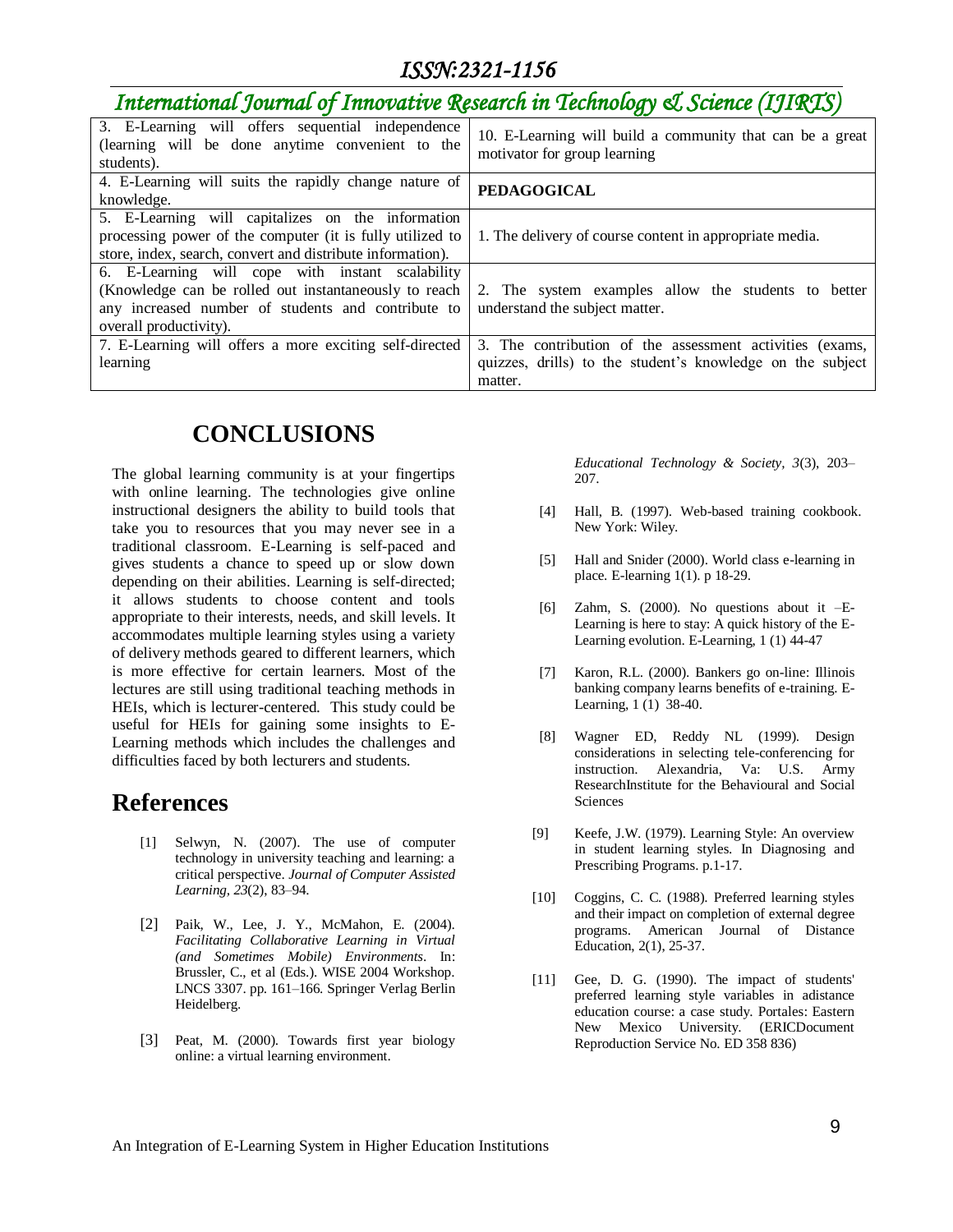| 3. E-Learning will offers sequential independence (learning will be done anytime convenient to the students). | 10. E-Learning will build a community that can be a great motivator for group learning |
| --- | --- |
| 4. E-Learning will suits the rapidly change nature of knowledge. | **PEDAGOGICAL** |
| 5. E-Learning will capitalizes on the information processing power of the computer (it is fully utilized to store, index, search, convert and distribute information). | 1. The delivery of course content in appropriate media. |
| 6. E-Learning will cope with instant scalability (Knowledge can be rolled out instantaneously to reach any increased number of students and contribute to overall productivity). | 2. The system examples allow the students to better understand the subject matter. |
| 7. E-Learning will offers a more exciting self-directed learning | 3. The contribution of the assessment activities (exams, quizzes, drills) to the student's knowledge on the subject matter. |

## CONCLUSIONS

The global learning community is at your fingertips with online learning. The technologies give online instructional designers the ability to build tools that take you to resources that you may never see in a traditional classroom. E-Learning is self-paced and gives students a chance to speed up or slow down depending on their abilities. Learning is self-directed; it allows students to choose content and tools appropriate to their interests, needs, and skill levels. It accommodates multiple learning styles using a variety of delivery methods geared to different learners, which is more effective for certain learners. Most of the lectures are still using traditional teaching methods in HEIs, which is lecturer-centered. This study could be useful for HEIs for gaining some insights to E-Learning methods which includes the challenges and difficulties faced by both lecturers and students.

## References

[1] Selwyn, N. (2007). The use of computer technology in university teaching and learning: a critical perspective. *Journal of Computer Assisted Learning*, *23*(2), 83–94.

[2] Paik, W., Lee, J. Y., McMahon, E. (2004). *Facilitating Collaborative Learning in Virtual (and Sometimes Mobile) Environments*. In: Brussler, C., et al (Eds.). WISE 2004 Workshop. LNCS 3307. pp. 161–166. Springer Verlag Berlin Heidelberg.

[3] Peat, M. (2000). Towards first year biology online: a virtual learning environment. *Educational Technology & Society, 3*(3), 203–207.

[4] Hall, B. (1997). Web-based training cookbook. New York: Wiley.

[5] Hall and Snider (2000). World class e-learning in place. E-learning 1(1). p 18-29.

[6] Zahm, S. (2000). No questions about it –E-Learning is here to stay: A quick history of the E-Learning evolution. E-Learning, 1 (1) 44-47

[7] Karon, R.L. (2000). Bankers go on-line: Illinois banking company learns benefits of e-training. E-Learning, 1 (1) 38-40.

[8] Wagner ED, Reddy NL (1999). Design considerations in selecting tele-conferencing for instruction. Alexandria, Va: U.S. Army ResearchInstitute for the Behavioural and Social Sciences

[9] Keefe, J.W. (1979). Learning Style: An overview in student learning styles. In Diagnosing and Prescribing Programs. p.1-17.

[10] Coggins, C. C. (1988). Preferred learning styles and their impact on completion of external degree programs. American Journal of Distance Education, 2(1), 25-37.

[11] Gee, D. G. (1990). The impact of students' preferred learning style variables in adistance education course: a case study. Portales: Eastern New Mexico University. (ERICDocument Reproduction Service No. ED 358 836)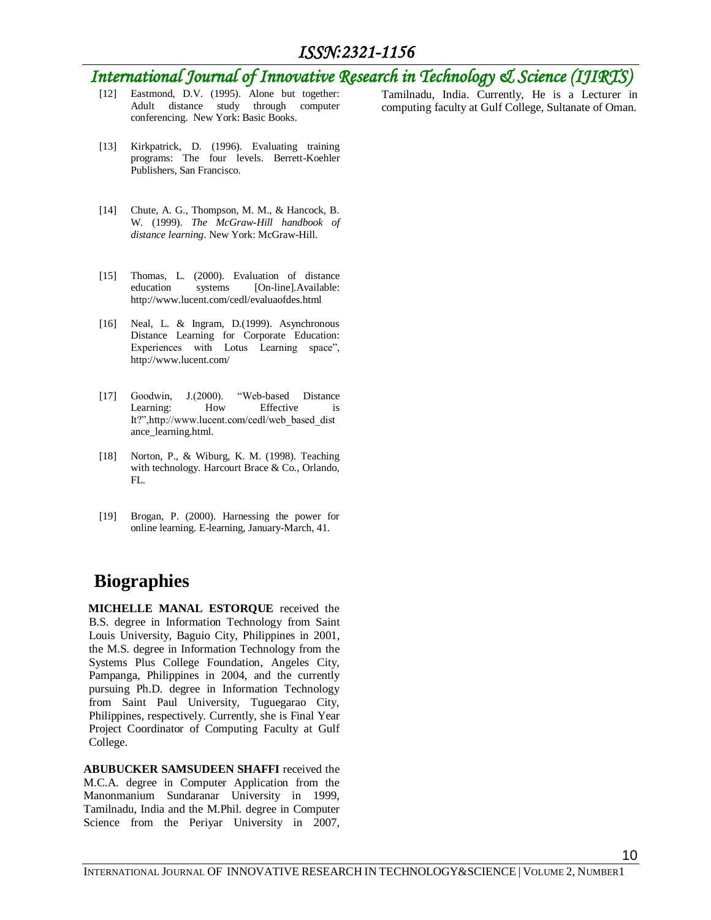[12] Eastmond, D.V. (1995). Alone but together: Adult distance study through computer conferencing. New York: Basic Books.

[13] Kirkpatrick, D. (1996). Evaluating training programs: The four levels. Berrett-Koehler Publishers, San Francisco.

[14] Chute, A. G., Thompson, M. M., & Hancock, B. W. (1999). *The McGraw-Hill handbook of distance learning*. New York: McGraw-Hill.

[15] Thomas, L. (2000). Evaluation of distance education systems [On-line].Available: http://www.lucent.com/cedl/evaluaofdes.html

[16] Neal, L. & Ingram, D.(1999). Asynchronous Distance Learning for Corporate Education: Experiences with Lotus Learning space", http://www.lucent.com/

[17] Goodwin, J.(2000). "Web-based Distance Learning: How Effective is It?",http://www.lucent.com/cedl/web_based_distance_learning.html.

[18] Norton, P., & Wiburg, K. M. (1998). Teaching with technology. Harcourt Brace & Co., Orlando, FL.

[19] Brogan, P. (2000). Harnessing the power for online learning. E-learning, January-March, 41.

# Biographies

**MICHELLE MANAL ESTORQUE** received the B.S. degree in Information Technology from Saint Louis University, Baguio City, Philippines in 2001, the M.S. degree in Information Technology from the Systems Plus College Foundation, Angeles City, Pampanga, Philippines in 2004, and the currently pursuing Ph.D. degree in Information Technology from Saint Paul University, Tuguegarao City, Philippines, respectively. Currently, she is Final Year Project Coordinator of Computing Faculty at Gulf College.

**ABUBUCKER SAMSUDEEN SHAFFI** received the M.C.A. degree in Computer Application from the Manonmanium Sundaranar University in 1999, Tamilnadu, India and the M.Phil. degree in Computer Science from the Periyar University in 2007, Tamilnadu, India. Currently, He is a Lecturer in computing faculty at Gulf College, Sultanate of Oman.